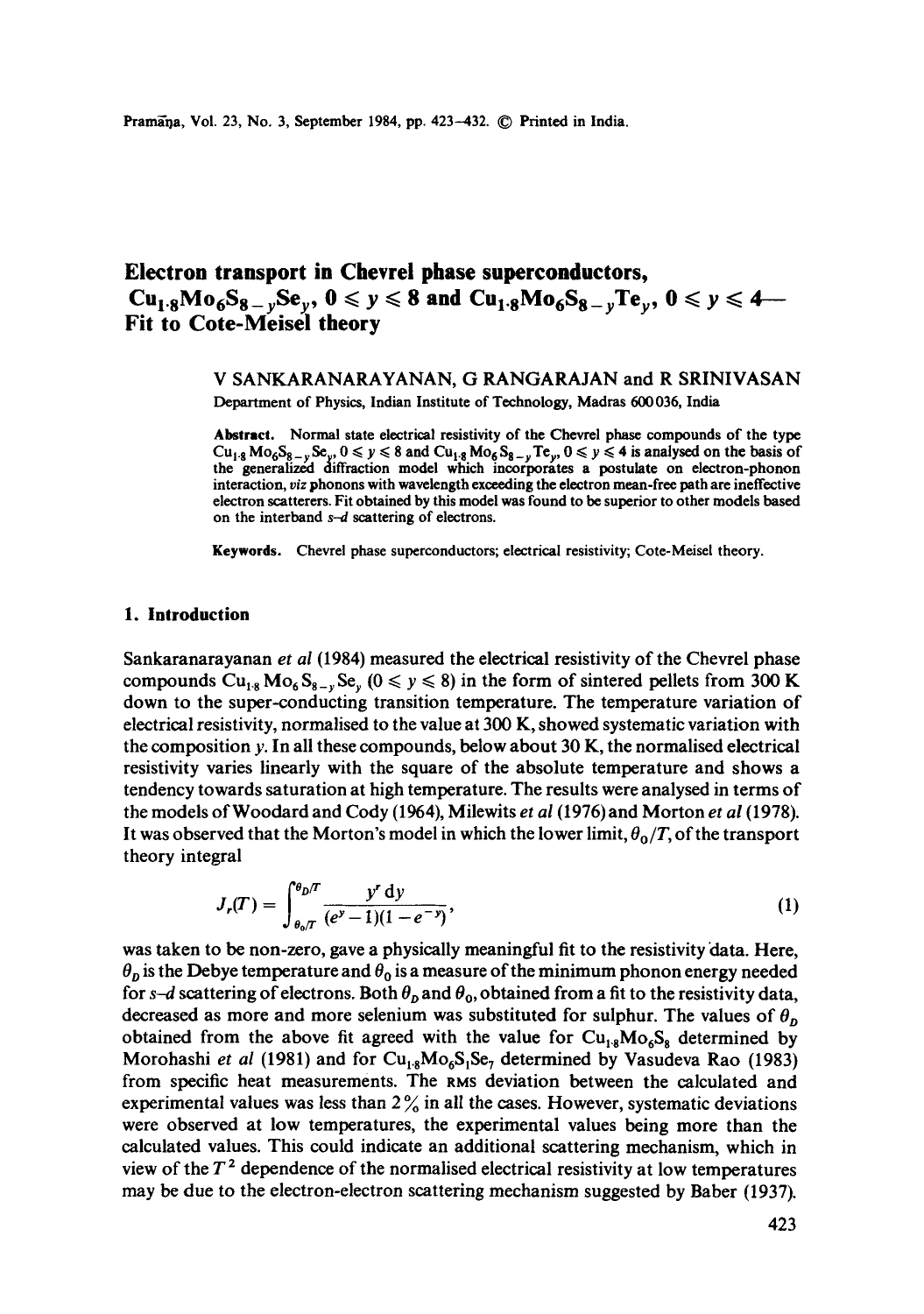# Electron transport in Chevrel phase superconductors, $Cu_{1\cdot 8}Mo_6S_{8-y}Se_y$, $0 \leqslant y \leqslant 8$ and $Cu_{1\cdot 8}Mo_6S_{8-y}Te_y$, $0 \leqslant y \leqslant 4$— Fit to Cote-Meisel theory

V SANKARANARAYANAN, G RANGARAJAN and R SRINIVASAN

Department of Physics, Indian Institute of Technology, Madras 600036, India

**Abstract.** Normal state electrical resistivity of the Chevrel phase compounds of the type $Cu_{1\cdot 8}Mo_6S_{8-y}Se_y$, $0 \leqslant y \leqslant 8$ and $Cu_{1\cdot 8}Mo_6S_{8-y}Te_y$, $0 \leqslant y \leqslant 4$ is analysed on the basis of the generalized diffraction model which incorporates a postulate on electron-phonon interaction, *viz* phonons with wavelength exceeding the electron mean-free path are ineffective electron scatterers. Fit obtained by this model was found to be superior to other models based on the interband *s–d* scattering of electrons.

**Keywords.** Chevrel phase superconductors; electrical resistivity; Cote-Meisel theory.

## 1. Introduction

Sankaranarayanan *et al* (1984) measured the electrical resistivity of the Chevrel phase compounds $Cu_{1\cdot 8}Mo_6S_{8-y}Se_y$ $(0 \leqslant y \leqslant 8)$ in the form of sintered pellets from 300 K down to the super-conducting transition temperature. The temperature variation of electrical resistivity, normalised to the value at 300 K, showed systematic variation with the composition *y*. In all these compounds, below about 30 K, the normalised electrical resistivity varies linearly with the square of the absolute temperature and shows a tendency towards saturation at high temperature. The results were analysed in terms of the models of Woodard and Cody (1964), Milewits *et al* (1976) and Morton *et al* (1978). It was observed that the Morton's model in which the lower limit, $\theta_0/T$, of the transport theory integral

$$J_r(T) = \int_{\theta_0/T}^{\theta_D/T} \frac{y^r \, \mathrm{d}y}{(e^y - 1)(1 - e^{-y})}, \tag{1}$$

was taken to be non-zero, gave a physically meaningful fit to the resistivity data. Here, $\theta_D$ is the Debye temperature and $\theta_0$ is a measure of the minimum phonon energy needed for *s–d* scattering of electrons. Both $\theta_D$ and $\theta_0$, obtained from a fit to the resistivity data, decreased as more and more selenium was substituted for sulphur. The values of $\theta_D$ obtained from the above fit agreed with the value for $Cu_{1\cdot 8}Mo_6S_8$ determined by Morohashi *et al* (1981) and for $Cu_{1\cdot 8}Mo_6S_1Se_7$ determined by Vasudeva Rao (1983) from specific heat measurements. The RMS deviation between the calculated and experimental values was less than 2% in all the cases. However, systematic deviations were observed at low temperatures, the experimental values being more than the calculated values. This could indicate an additional scattering mechanism, which in view of the $T^2$ dependence of the normalised electrical resistivity at low temperatures may be due to the electron-electron scattering mechanism suggested by Baber (1937).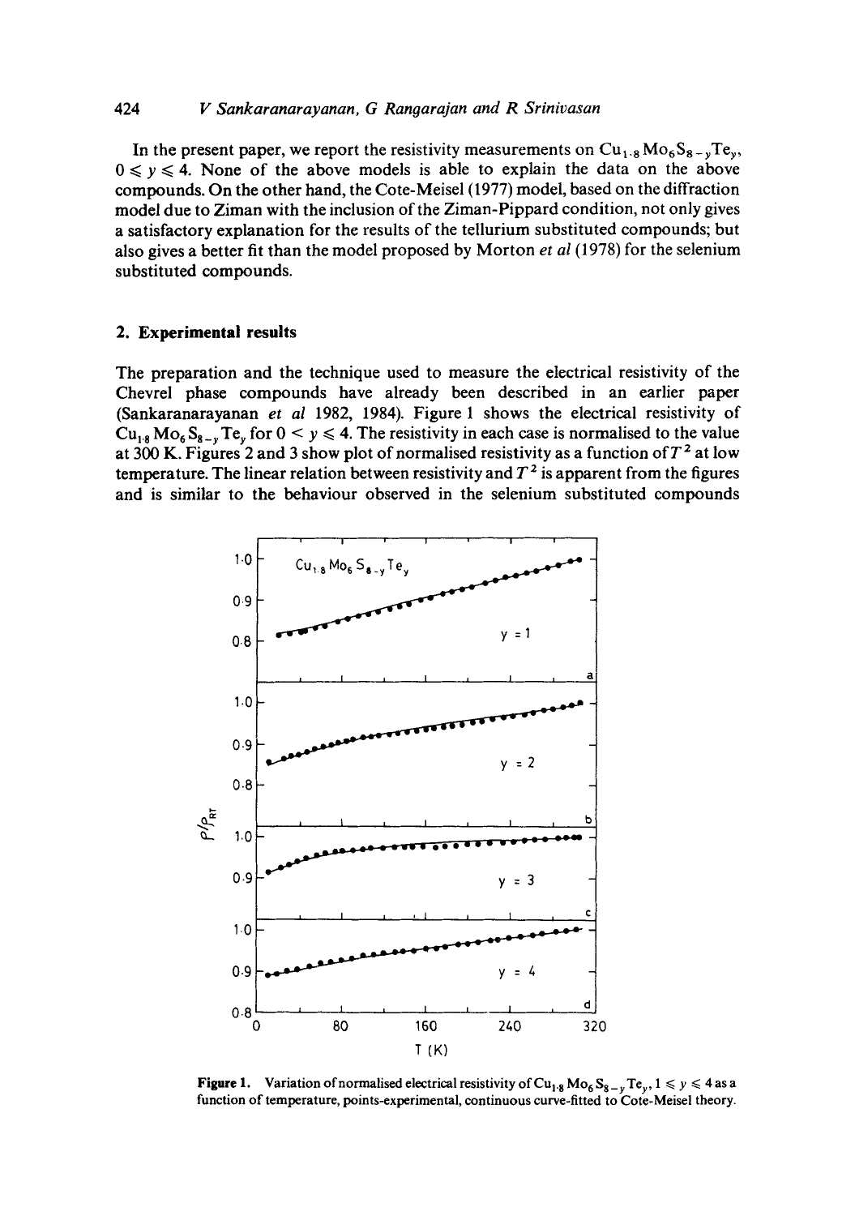In the present paper, we report the resistivity measurements on $Cu_{1.8}Mo_6S_{8-y}Te_y$, $0 \leqslant y \leqslant 4$. None of the above models is able to explain the data on the above compounds. On the other hand, the Cote-Meisel (1977) model, based on the diffraction model due to Ziman with the inclusion of the Ziman-Pippard condition, not only gives a satisfactory explanation for the results of the tellurium substituted compounds; but also gives a better fit than the model proposed by Morton *et al* (1978) for the selenium substituted compounds.

## 2. Experimental results

The preparation and the technique used to measure the electrical resistivity of the Chevrel phase compounds have already been described in an earlier paper (Sankaranarayanan *et al* 1982, 1984). Figure 1 shows the electrical resistivity of $Cu_{1.8}Mo_6S_{8-y}Te_y$ for $0 < y \leqslant 4$. The resistivity in each case is normalised to the value at 300 K. Figures 2 and 3 show plot of normalised resistivity as a function of $T^2$ at low temperature. The linear relation between resistivity and $T^2$ is apparent from the figures and is similar to the behaviour observed in the selenium substituted compounds

**Figure 1.** Variation of normalised electrical resistivity of $Cu_{1.8}Mo_6S_{8-y}Te_y$, $1 \leqslant y \leqslant 4$ as a function of temperature, points-experimental, continuous curve-fitted to Cote-Meisel theory.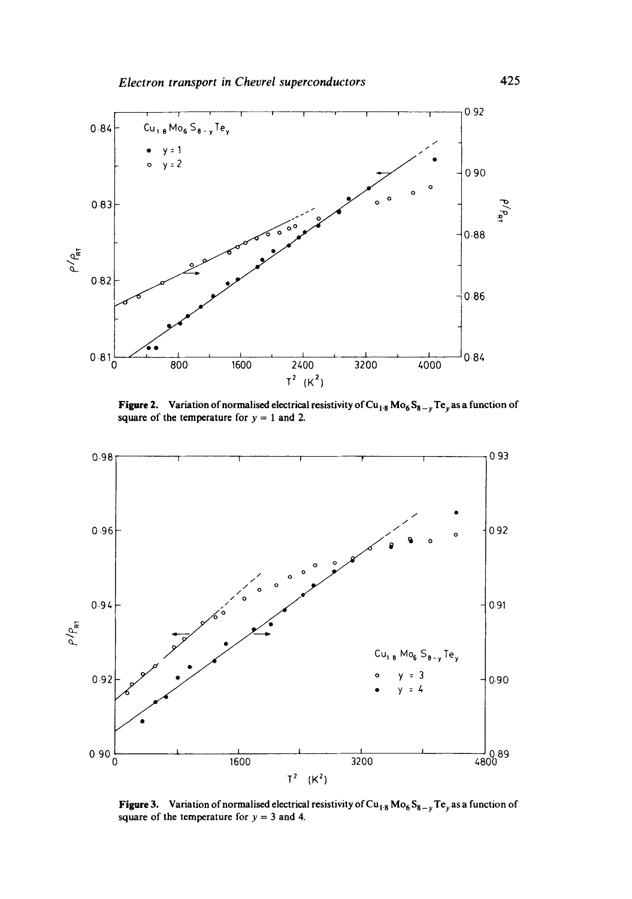**Figure 2.** Variation of normalised electrical resistivity of $Cu_{1.8}Mo_6S_{8-y}Te_y$ as a function of square of the temperature for $y = 1$ and 2.

**Figure 3.** Variation of normalised electrical resistivity of $Cu_{1.8}Mo_6S_{8-y}Te_y$ as a function of square of the temperature for $y = 3$ and 4.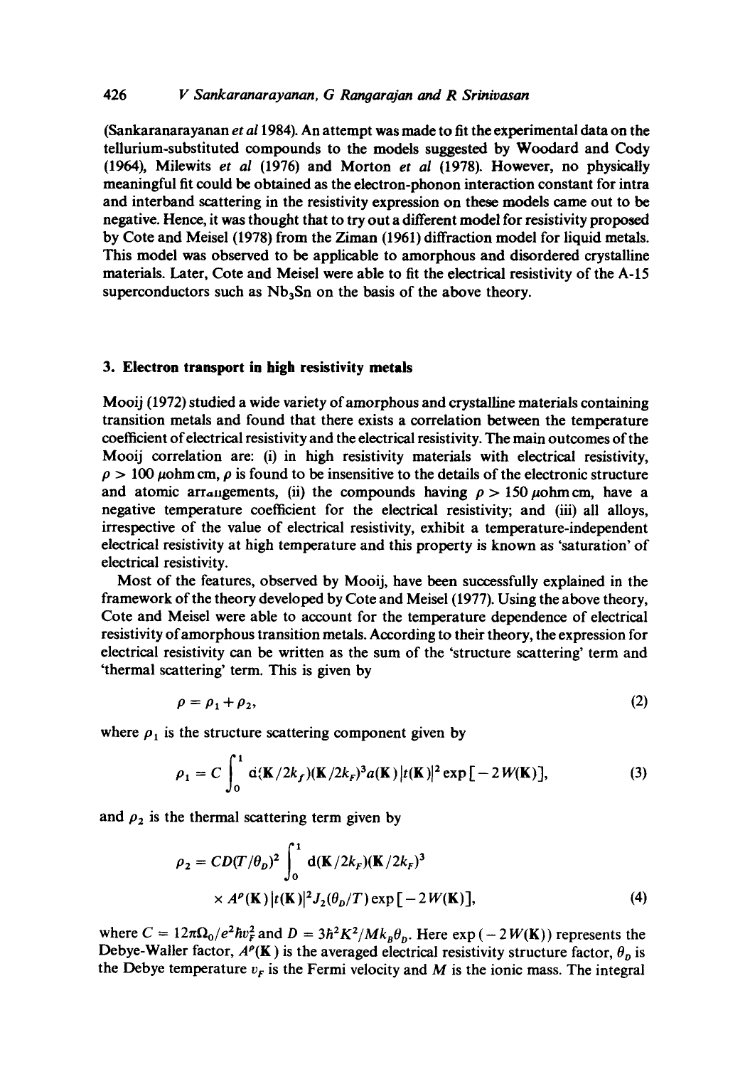(Sankaranarayanan *et al* 1984). An attempt was made to fit the experimental data on the tellurium-substituted compounds to the models suggested by Woodard and Cody (1964), Milewits *et al* (1976) and Morton *et al* (1978). However, no physically meaningful fit could be obtained as the electron-phonon interaction constant for intra and interband scattering in the resistivity expression on these models came out to be negative. Hence, it was thought that to try out a different model for resistivity proposed by Cote and Meisel (1978) from the Ziman (1961) diffraction model for liquid metals. This model was observed to be applicable to amorphous and disordered crystalline materials. Later, Cote and Meisel were able to fit the electrical resistivity of the A-15 superconductors such as $Nb_3Sn$ on the basis of the above theory.

## 3. Electron transport in high resistivity metals

Mooij (1972) studied a wide variety of amorphous and crystalline materials containing transition metals and found that there exists a correlation between the temperature coefficient of electrical resistivity and the electrical resistivity. The main outcomes of the Mooij correlation are: (i) in high resistivity materials with electrical resistivity, $\rho > 100$ $\mu$ohm cm, $\rho$ is found to be insensitive to the details of the electronic structure and atomic arrangements, (ii) the compounds having $\rho > 150$ $\mu$ohm cm, have a negative temperature coefficient for the electrical resistivity; and (iii) all alloys, irrespective of the value of electrical resistivity, exhibit a temperature-independent electrical resistivity at high temperature and this property is known as 'saturation' of electrical resistivity.

Most of the features, observed by Mooij, have been successfully explained in the framework of the theory developed by Cote and Meisel (1977). Using the above theory, Cote and Meisel were able to account for the temperature dependence of electrical resistivity of amorphous transition metals. According to their theory, the expression for electrical resistivity can be written as the sum of the 'structure scattering' term and 'thermal scattering' term. This is given by

$$\rho = \rho_1 + \rho_2, \tag{2}$$

where $\rho_1$ is the structure scattering component given by

$$\rho_1 = C \int_0^1 \mathrm{d}(\mathbf{K}/2k_f)(\mathbf{K}/2k_F)^3 a(\mathbf{K}) |t(\mathbf{K})|^2 \exp[-2W(\mathbf{K})], \tag{3}$$

and $\rho_2$ is the thermal scattering term given by

$$\rho_2 = CD(T/\theta_D)^2 \int_0^1 \mathrm{d}(\mathbf{K}/2k_F)(\mathbf{K}/2k_F)^3 \times A^p(\mathbf{K}) |t(\mathbf{K})|^2 J_2(\theta_D/T) \exp[-2W(\mathbf{K})], \tag{4}$$

where $C = 12\pi\Omega_0/e^2\hbar v_F^2$ and $D = 3\hbar^2 K^2/Mk_B\theta_D$. Here $\exp(-2W(\mathbf{K}))$ represents the Debye-Waller factor, $A^p(\mathbf{K})$ is the averaged electrical resistivity structure factor, $\theta_D$ is the Debye temperature $v_F$ is the Fermi velocity and $M$ is the ionic mass. The integral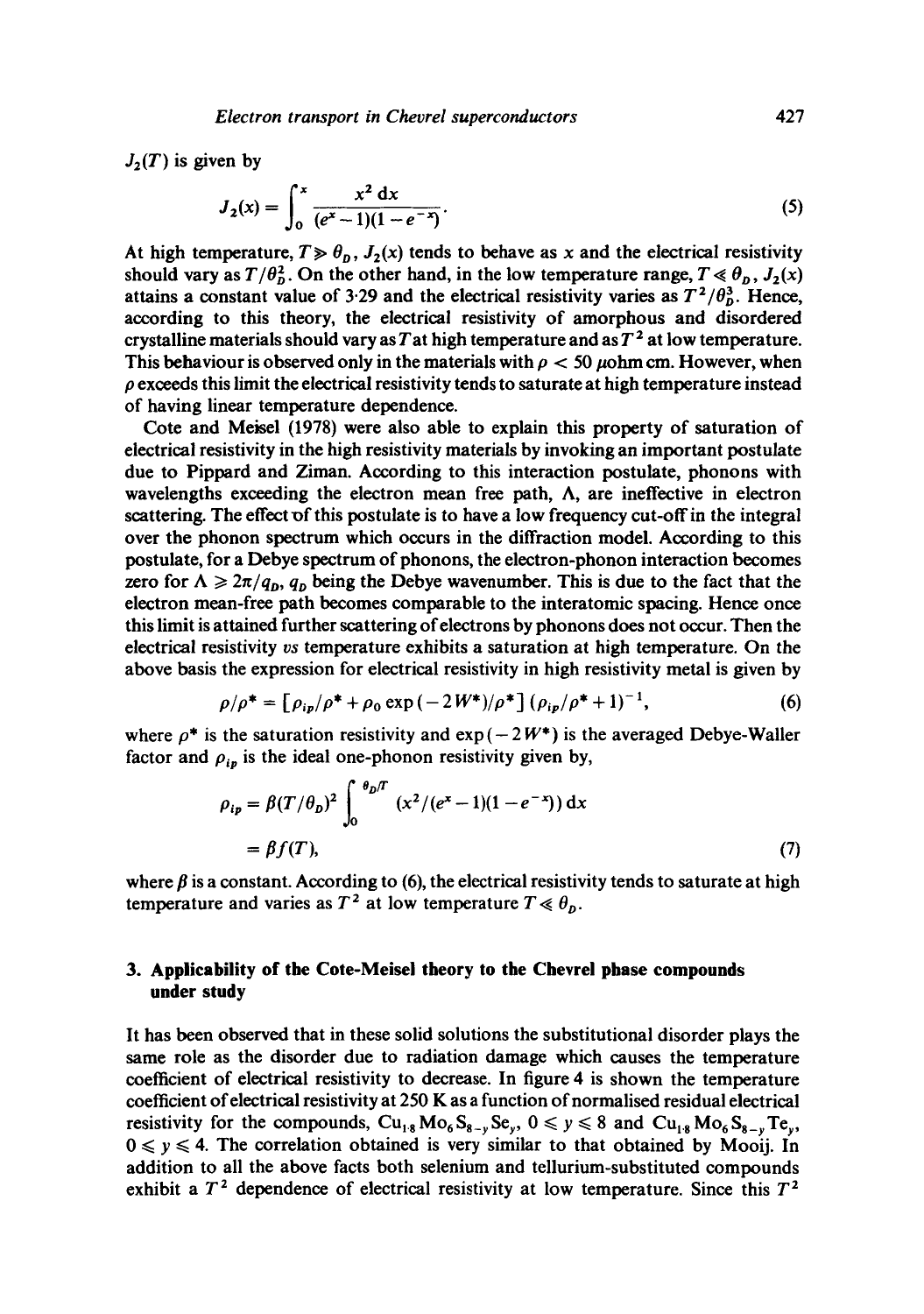$J_2(T)$ is given by

$$J_2(x) = \int_0^x \frac{x^2\,dx}{(e^x - 1)(1 - e^{-x})}. \tag{5}$$

At high temperature, $T \gg \theta_D$, $J_2(x)$ tends to behave as $x$ and the electrical resistivity should vary as $T/\theta_D^2$. On the other hand, in the low temperature range, $T \ll \theta_D$, $J_2(x)$ attains a constant value of 3·29 and the electrical resistivity varies as $T^2/\theta_D^3$. Hence, according to this theory, the electrical resistivity of amorphous and disordered crystalline materials should vary as $T$ at high temperature and as $T^2$ at low temperature. This behaviour is observed only in the materials with $\rho < 50$ $\mu$ohm cm. However, when $\rho$ exceeds this limit the electrical resistivity tends to saturate at high temperature instead of having linear temperature dependence.

Cote and Meisel (1978) were also able to explain this property of saturation of electrical resistivity in the high resistivity materials by invoking an important postulate due to Pippard and Ziman. According to this interaction postulate, phonons with wavelengths exceeding the electron mean free path, $\Lambda$, are ineffective in electron scattering. The effect of this postulate is to have a low frequency cut-off in the integral over the phonon spectrum which occurs in the diffraction model. According to this postulate, for a Debye spectrum of phonons, the electron-phonon interaction becomes zero for $\Lambda \geqslant 2\pi/q_D$, $q_D$ being the Debye wavenumber. This is due to the fact that the electron mean-free path becomes comparable to the interatomic spacing. Hence once this limit is attained further scattering of electrons by phonons does not occur. Then the electrical resistivity *vs* temperature exhibits a saturation at high temperature. On the above basis the expression for electrical resistivity in high resistivity metal is given by

$$\rho/\rho^* = [\rho_{ip}/\rho^* + \rho_0 \exp(-2W^*)/\rho^*]\,(\rho_{ip}/\rho^* + 1)^{-1}, \tag{6}$$

where $\rho^*$ is the saturation resistivity and $\exp(-2W^*)$ is the averaged Debye-Waller factor and $\rho_{ip}$ is the ideal one-phonon resistivity given by,

$$\begin{aligned} \rho_{ip} &= \beta(T/\theta_D)^2 \int_0^{\theta_D/T} (x^2/(e^x - 1)(1 - e^{-x}))\,dx \\ &= \beta f(T), \end{aligned} \tag{7}$$

where $\beta$ is a constant. According to (6), the electrical resistivity tends to saturate at high temperature and varies as $T^2$ at low temperature $T \ll \theta_D$.

## 3. Applicability of the Cote-Meisel theory to the Chevrel phase compounds under study

It has been observed that in these solid solutions the substitutional disorder plays the same role as the disorder due to radiation damage which causes the temperature coefficient of electrical resistivity to decrease. In figure 4 is shown the temperature coefficient of electrical resistivity at 250 K as a function of normalised residual electrical resistivity for the compounds, $Cu_{1\cdot 8}Mo_6S_{8-y}Se_y$, $0 \leqslant y \leqslant 8$ and $Cu_{1\cdot 8}Mo_6S_{8-y}Te_y$, $0 \leqslant y \leqslant 4$. The correlation obtained is very similar to that obtained by Mooij. In addition to all the above facts both selenium and tellurium-substituted compounds exhibit a $T^2$ dependence of electrical resistivity at low temperature. Since this $T^2$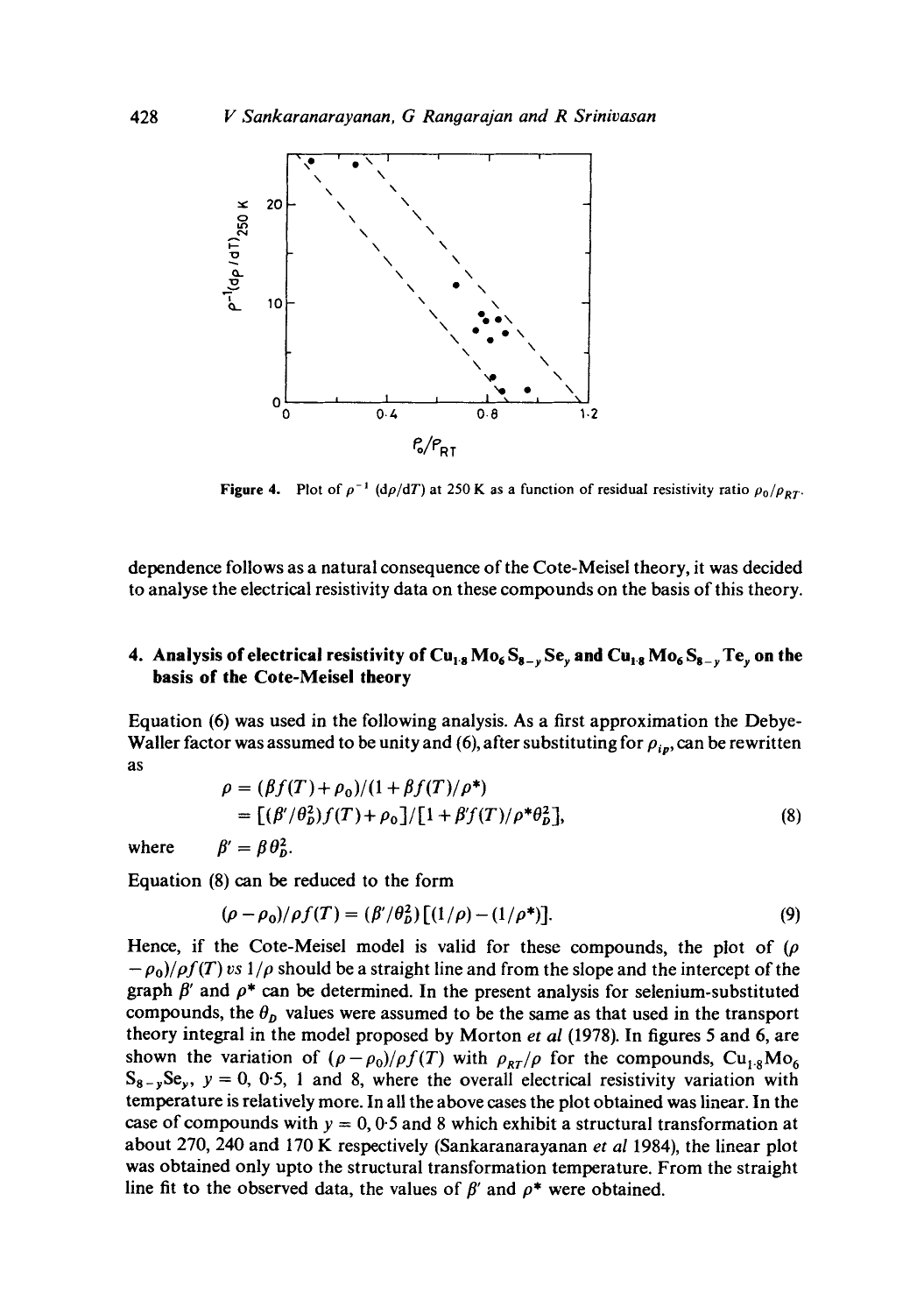Figure 4. Plot of $\rho^{-1}$ $(d\rho/dT)$ at 250 K as a function of residual resistivity ratio $\rho_0/\rho_{RT}$.

dependence follows as a natural consequence of the Cote-Meisel theory, it was decided to analyse the electrical resistivity data on these compounds on the basis of this theory.

## 4. Analysis of electrical resistivity of $Cu_{1.8}Mo_6S_{8-y}Se_y$ and $Cu_{1.8}Mo_6S_{8-y}Te_y$ on the basis of the Cote-Meisel theory

Equation (6) was used in the following analysis. As a first approximation the Debye-Waller factor was assumed to be unity and (6), after substituting for $\rho_{ip}$, can be rewritten as

$$\rho = (\beta f(T) + \rho_0)/(1 + \beta f(T)/\rho^*)$$

$$= [(\beta'/\theta_D^2) f(T) + \rho_0]/[1 + \beta' f(T)/\rho^* \theta_D^2], \tag{8}$$

where $\beta' = \beta \theta_D^2$.

Equation (8) can be reduced to the form

$$(\rho - \rho_0)/\rho f(T) = (\beta'/\theta_D^2)[(1/\rho) - (1/\rho^*)]. \tag{9}$$

Hence, if the Cote-Meisel model is valid for these compounds, the plot of $(\rho - \rho_0)/\rho f(T)$ *vs* $1/\rho$ should be a straight line and from the slope and the intercept of the graph $\beta'$ and $\rho^*$ can be determined. In the present analysis for selenium-substituted compounds, the $\theta_D$ values were assumed to be the same as that used in the transport theory integral in the model proposed by Morton *et al* (1978). In figures 5 and 6, are shown the variation of $(\rho - \rho_0)/\rho f(T)$ with $\rho_{RT}/\rho$ for the compounds, $Cu_{1.8}Mo_6S_{8-y}Se_y$, $y = 0$, 0·5, 1 and 8, where the overall electrical resistivity variation with temperature is relatively more. In all the above cases the plot obtained was linear. In the case of compounds with $y = 0$, 0·5 and 8 which exhibit a structural transformation at about 270, 240 and 170 K respectively (Sankaranarayanan *et al* 1984), the linear plot was obtained only upto the structural transformation temperature. From the straight line fit to the observed data, the values of $\beta'$ and $\rho^*$ were obtained.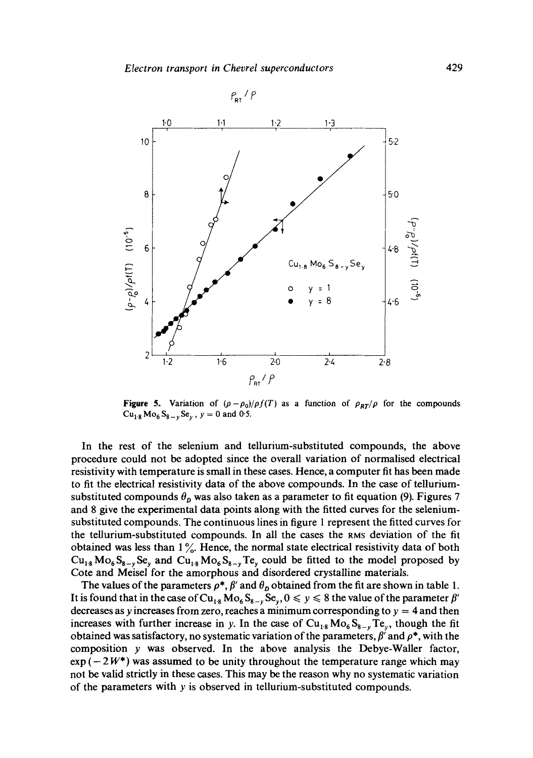**Figure 5.** Variation of $(\rho - \rho_0)/\rho f(T)$ as a function of $\rho_{RT}/\rho$ for the compounds $Cu_{1\cdot 8}Mo_6S_{8-y}Se_y$, $y = 0$ and 0·5.

In the rest of the selenium and tellurium-substituted compounds, the above procedure could not be adopted since the overall variation of normalised electrical resistivity with temperature is small in these cases. Hence, a computer fit has been made to fit the electrical resistivity data of the above compounds. In the case of tellurium-substituted compounds $\theta_D$ was also taken as a parameter to fit equation (9). Figures 7 and 8 give the experimental data points along with the fitted curves for the selenium-substituted compounds. The continuous lines in figure 1 represent the fitted curves for the tellurium-substituted compounds. In all the cases the RMS deviation of the fit obtained was less than 1 %. Hence, the normal state electrical resistivity data of both $Cu_{1\cdot 8}Mo_6S_{8-y}Se_y$ and $Cu_{1\cdot 8}Mo_6S_{8-y}Te_y$ could be fitted to the model proposed by Cote and Meisel for the amorphous and disordered crystalline materials.

The values of the parameters $\rho^*$, $\beta'$ and $\theta_D$ obtained from the fit are shown in table 1. It is found that in the case of $Cu_{1\cdot 8}Mo_6S_{8-y}Se_y$, $0 \leq y \leq 8$ the value of the parameter $\beta'$ decreases as $y$ increases from zero, reaches a minimum corresponding to $y = 4$ and then increases with further increase in $y$. In the case of $Cu_{1\cdot 8}Mo_6S_{8-y}Te_y$, though the fit obtained was satisfactory, no systematic variation of the parameters, $\beta'$ and $\rho^*$, with the composition $y$ was observed. In the above analysis the Debye-Waller factor, $\exp(-2W^*)$ was assumed to be unity throughout the temperature range which may not be valid strictly in these cases. This may be the reason why no systematic variation of the parameters with $y$ is observed in tellurium-substituted compounds.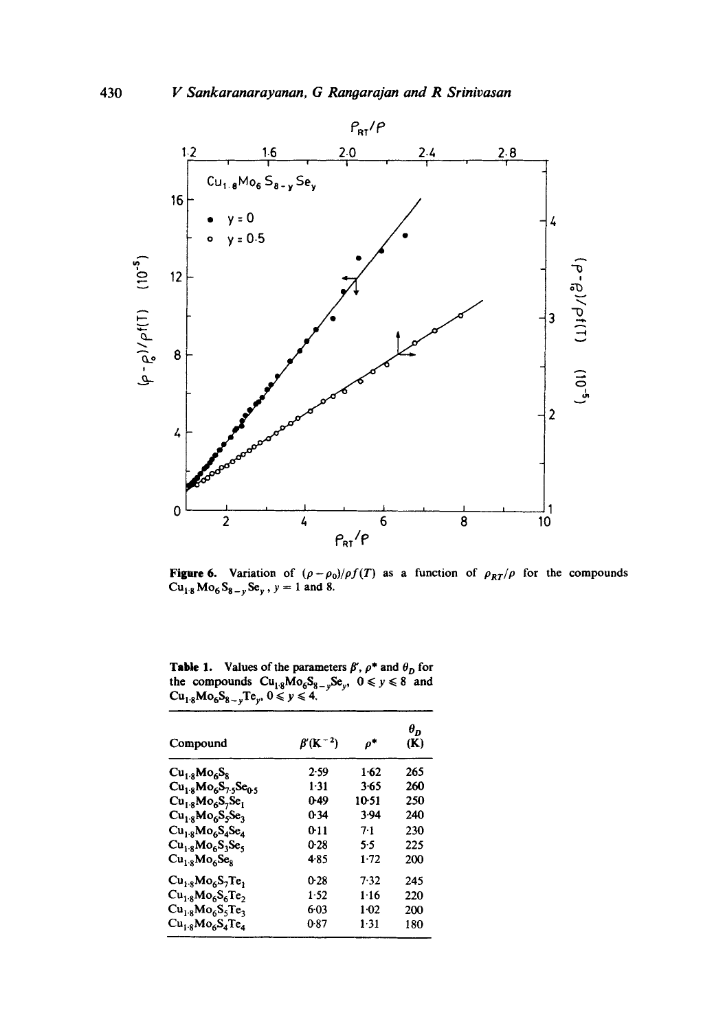**Figure 6.** Variation of $(\rho - \rho_0)/\rho f(T)$ as a function of $\rho_{RT}/\rho$ for the compounds $Cu_{1.8}Mo_6S_{8-y}Se_y$, $y = 1$ and 8.

**Table 1.** Values of the parameters $\beta'$, $\rho^*$ and $\theta_D$ for the compounds $Cu_{1.8}Mo_6S_{8-y}Se_y$, $0 \leqslant y \leqslant 8$ and $Cu_{1.8}Mo_6S_{8-y}Te_y$, $0 \leqslant y \leqslant 4$.

| Compound | $\beta'$($K^{-2}$) | $\rho^*$ | $\theta_D$ (K) |
|---|---|---|---|
| $Cu_{1.8}Mo_6S_8$ | 2.59 | 1.62 | 265 |
| $Cu_{1.8}Mo_6S_{7.5}Se_{0.5}$ | 1.31 | 3.65 | 260 |
| $Cu_{1.8}Mo_6S_7Se_1$ | 0.49 | 10.51 | 250 |
| $Cu_{1.8}Mo_6S_5Se_3$ | 0.34 | 3.94 | 240 |
| $Cu_{1.8}Mo_6S_4Se_4$ | 0.11 | 7.1 | 230 |
| $Cu_{1.8}Mo_6S_3Se_5$ | 0.28 | 5.5 | 225 |
| $Cu_{1.8}Mo_6Se_8$ | 4.85 | 1.72 | 200 |
| $Cu_{1.8}Mo_6S_7Te_1$ | 0.28 | 7.32 | 245 |
| $Cu_{1.8}Mo_6S_6Te_2$ | 1.52 | 1.16 | 220 |
| $Cu_{1.8}Mo_6S_5Te_3$ | 6.03 | 1.02 | 200 |
| $Cu_{1.8}Mo_6S_4Te_4$ | 0.87 | 1.31 | 180 |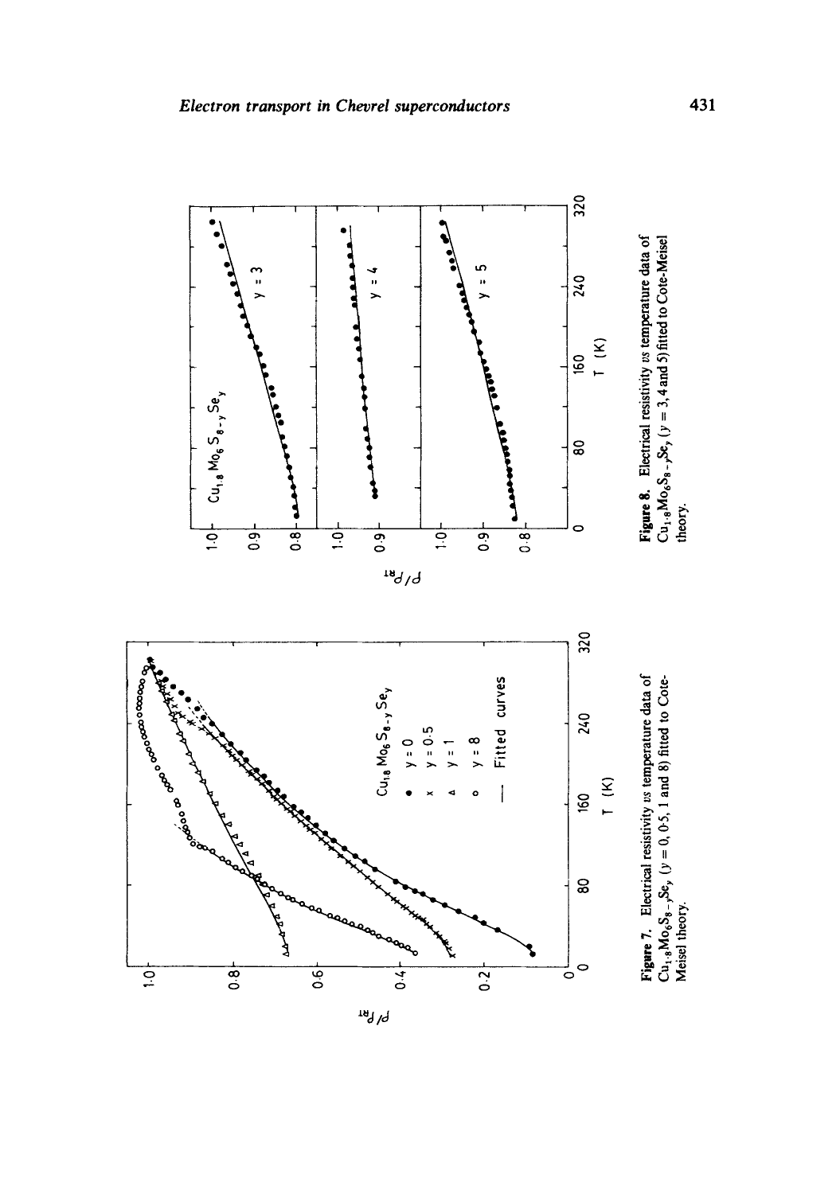**Figure 7.** Electrical resistivity *vs* temperature data of $Cu_{1.8}Mo_6S_{8-y}Se_y$ ($y = 0$, 0·5, 1 and 8) fitted to Cote-Meisel theory.

**Figure 8.** Electrical resistivity *vs* temperature data of $Cu_{1.8}Mo_6S_{8-y}Se_y$ ($y = 3$, 4 and 5) fitted to Cote-Meisel theory.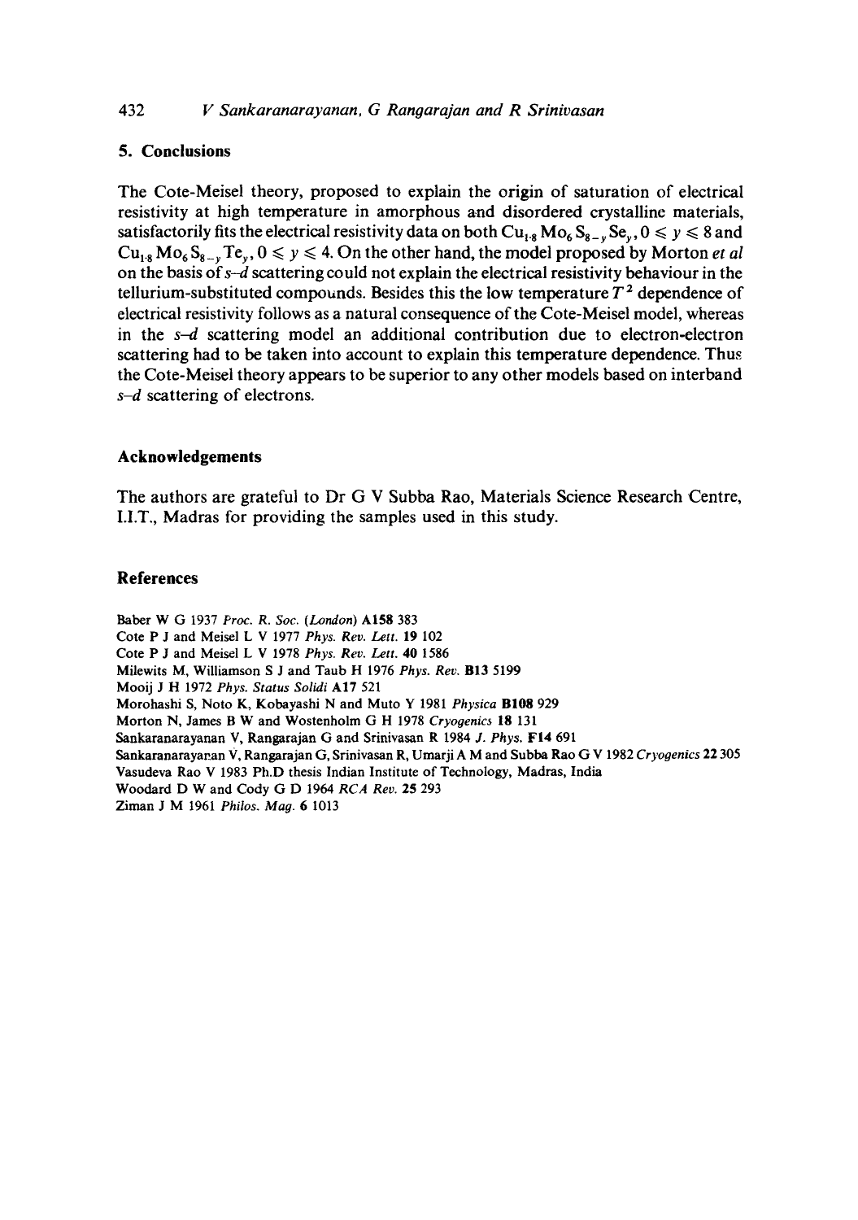## 5. Conclusions

The Cote-Meisel theory, proposed to explain the origin of saturation of electrical resistivity at high temperature in amorphous and disordered crystalline materials, satisfactorily fits the electrical resistivity data on both $Cu_{1.8}Mo_6S_{8-y}Se_y$, $0 \leqslant y \leqslant 8$ and $Cu_{1.8}Mo_6S_{8-y}Te_y$, $0 \leqslant y \leqslant 4$. On the other hand, the model proposed by Morton *et al* on the basis of *s–d* scattering could not explain the electrical resistivity behaviour in the tellurium-substituted compounds. Besides this the low temperature $T^2$ dependence of electrical resistivity follows as a natural consequence of the Cote-Meisel model, whereas in the *s–d* scattering model an additional contribution due to electron-electron scattering had to be taken into account to explain this temperature dependence. Thus the Cote-Meisel theory appears to be superior to any other models based on interband *s–d* scattering of electrons.

## Acknowledgements

The authors are grateful to Dr G V Subba Rao, Materials Science Research Centre, I.I.T., Madras for providing the samples used in this study.

## References

Baber W G 1937 *Proc. R. Soc. (London)* **A158** 383
Cote P J and Meisel L V 1977 *Phys. Rev. Lett.* **19** 102
Cote P J and Meisel L V 1978 *Phys. Rev. Lett.* **40** 1586
Milewits M, Williamson S J and Taub H 1976 *Phys. Rev.* **B13** 5199
Mooij J H 1972 *Phys. Status Solidi* **A17** 521
Morohashi S, Noto K, Kobayashi N and Muto Y 1981 *Physica* **B108** 929
Morton N, James B W and Wostenholm G H 1978 *Cryogenics* **18** 131
Sankaranarayanan V, Rangarajan G and Srinivasan R 1984 *J. Phys.* **F14** 691
Sankaranarayanan V, Rangarajan G, Srinivasan R, Umarji A M and Subba Rao G V 1982 *Cryogenics* **22** 305
Vasudeva Rao V 1983 Ph.D thesis Indian Institute of Technology, Madras, India
Woodard D W and Cody G D 1964 *RCA Rev.* **25** 293
Ziman J M 1961 *Philos. Mag.* **6** 1013